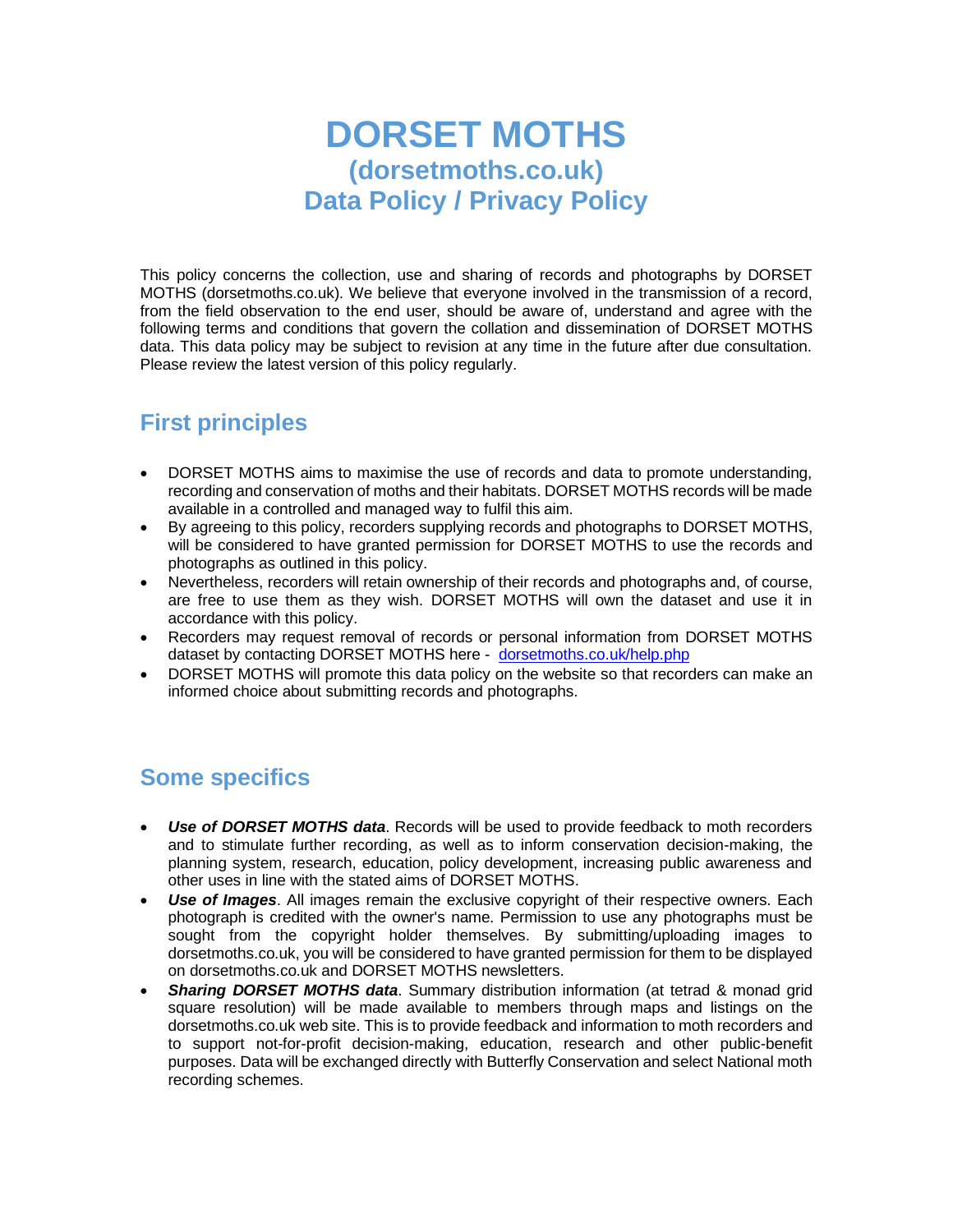# DORSET MOTHS
## (dorsetmoths.co.uk)
## Data Policy / Privacy Policy

This policy concerns the collection, use and sharing of records and photographs by DORSET MOTHS (dorsetmoths.co.uk). We believe that everyone involved in the transmission of a record, from the field observation to the end user, should be aware of, understand and agree with the following terms and conditions that govern the collation and dissemination of DORSET MOTHS data. This data policy may be subject to revision at any time in the future after due consultation. Please review the latest version of this policy regularly.

## First principles

- DORSET MOTHS aims to maximise the use of records and data to promote understanding, recording and conservation of moths and their habitats. DORSET MOTHS records will be made available in a controlled and managed way to fulfil this aim.
- By agreeing to this policy, recorders supplying records and photographs to DORSET MOTHS, will be considered to have granted permission for DORSET MOTHS to use the records and photographs as outlined in this policy.
- Nevertheless, recorders will retain ownership of their records and photographs and, of course, are free to use them as they wish. DORSET MOTHS will own the dataset and use it in accordance with this policy.
- Recorders may request removal of records or personal information from DORSET MOTHS dataset by contacting DORSET MOTHS here - [dorsetmoths.co.uk/help.php](dorsetmoths.co.uk/help.php)
- DORSET MOTHS will promote this data policy on the website so that recorders can make an informed choice about submitting records and photographs.

## Some specifics

- ***Use of DORSET MOTHS data***. Records will be used to provide feedback to moth recorders and to stimulate further recording, as well as to inform conservation decision-making, the planning system, research, education, policy development, increasing public awareness and other uses in line with the stated aims of DORSET MOTHS.
- ***Use of Images***. All images remain the exclusive copyright of their respective owners. Each photograph is credited with the owner's name. Permission to use any photographs must be sought from the copyright holder themselves. By submitting/uploading images to dorsetmoths.co.uk, you will be considered to have granted permission for them to be displayed on dorsetmoths.co.uk and DORSET MOTHS newsletters.
- ***Sharing DORSET MOTHS data***. Summary distribution information (at tetrad & monad grid square resolution) will be made available to members through maps and listings on the dorsetmoths.co.uk web site. This is to provide feedback and information to moth recorders and to support not-for-profit decision-making, education, research and other public-benefit purposes. Data will be exchanged directly with Butterfly Conservation and select National moth recording schemes.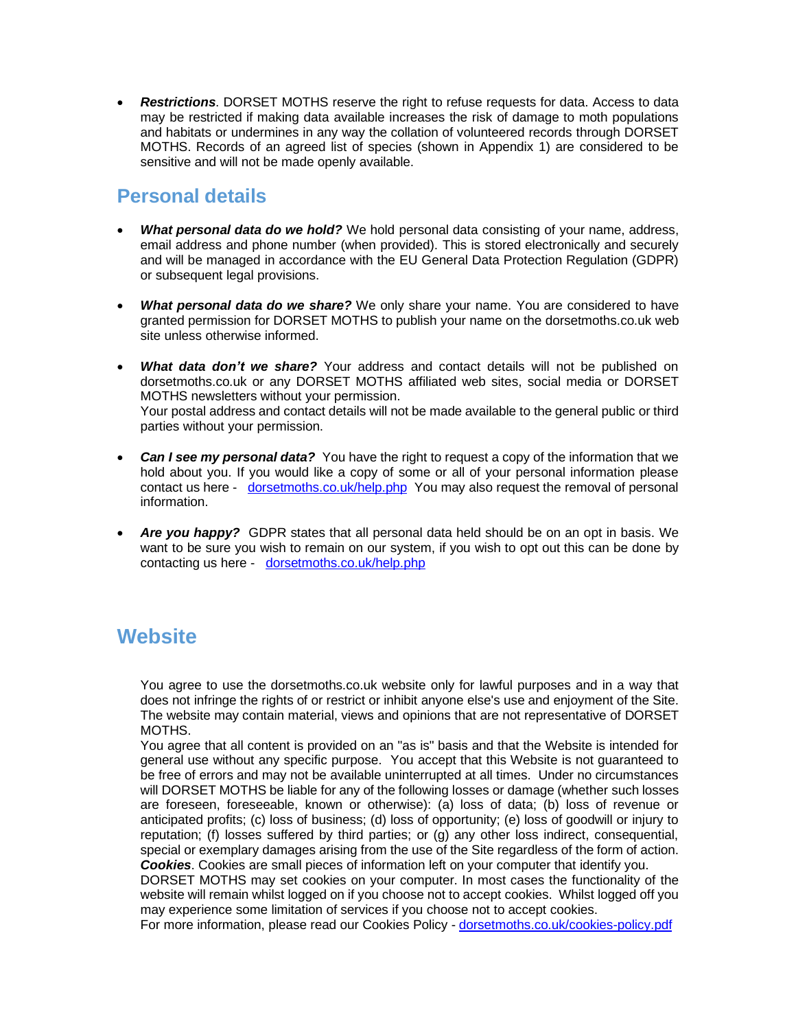- ***Restrictions***. DORSET MOTHS reserve the right to refuse requests for data. Access to data may be restricted if making data available increases the risk of damage to moth populations and habitats or undermines in any way the collation of volunteered records through DORSET MOTHS. Records of an agreed list of species (shown in Appendix 1) are considered to be sensitive and will not be made openly available.

## Personal details

- ***What personal data do we hold?*** We hold personal data consisting of your name, address, email address and phone number (when provided). This is stored electronically and securely and will be managed in accordance with the EU General Data Protection Regulation (GDPR) or subsequent legal provisions.

- ***What personal data do we share?*** We only share your name. You are considered to have granted permission for DORSET MOTHS to publish your name on the dorsetmoths.co.uk web site unless otherwise informed.

- ***What data don't we share?*** Your address and contact details will not be published on dorsetmoths.co.uk or any DORSET MOTHS affiliated web sites, social media or DORSET MOTHS newsletters without your permission.
  Your postal address and contact details will not be made available to the general public or third parties without your permission.

- ***Can I see my personal data?*** You have the right to request a copy of the information that we hold about you. If you would like a copy of some or all of your personal information please contact us here - [dorsetmoths.co.uk/help.php](dorsetmoths.co.uk/help.php) You may also request the removal of personal information.

- ***Are you happy?*** GDPR states that all personal data held should be on an opt in basis. We want to be sure you wish to remain on our system, if you wish to opt out this can be done by contacting us here - [dorsetmoths.co.uk/help.php](dorsetmoths.co.uk/help.php)

## Website

You agree to use the dorsetmoths.co.uk website only for lawful purposes and in a way that does not infringe the rights of or restrict or inhibit anyone else's use and enjoyment of the Site. The website may contain material, views and opinions that are not representative of DORSET MOTHS.
You agree that all content is provided on an "as is" basis and that the Website is intended for general use without any specific purpose. You accept that this Website is not guaranteed to be free of errors and may not be available uninterrupted at all times. Under no circumstances will DORSET MOTHS be liable for any of the following losses or damage (whether such losses are foreseen, foreseeable, known or otherwise): (a) loss of data; (b) loss of revenue or anticipated profits; (c) loss of business; (d) loss of opportunity; (e) loss of goodwill or injury to reputation; (f) losses suffered by third parties; or (g) any other loss indirect, consequential, special or exemplary damages arising from the use of the Site regardless of the form of action.
***Cookies***. Cookies are small pieces of information left on your computer that identify you.
DORSET MOTHS may set cookies on your computer. In most cases the functionality of the website will remain whilst logged on if you choose not to accept cookies. Whilst logged off you may experience some limitation of services if you choose not to accept cookies.
For more information, please read our Cookies Policy - [dorsetmoths.co.uk/cookies-policy.pdf](dorsetmoths.co.uk/cookies-policy.pdf)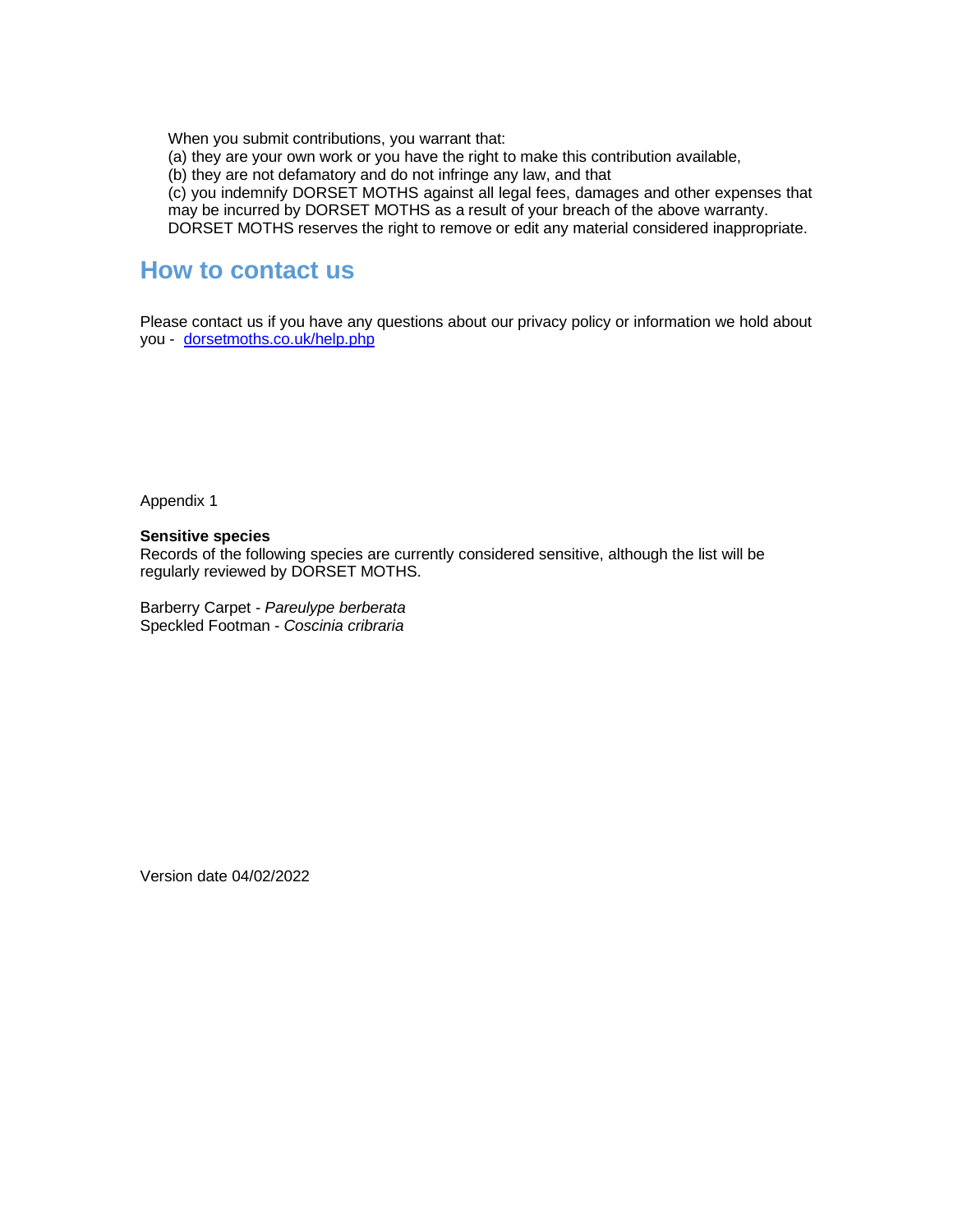When you submit contributions, you warrant that:
(a) they are your own work or you have the right to make this contribution available,
(b) they are not defamatory and do not infringe any law, and that
(c) you indemnify DORSET MOTHS against all legal fees, damages and other expenses that may be incurred by DORSET MOTHS as a result of your breach of the above warranty.
DORSET MOTHS reserves the right to remove or edit any material considered inappropriate.

## How to contact us

Please contact us if you have any questions about our privacy policy or information we hold about you - [dorsetmoths.co.uk/help.php](dorsetmoths.co.uk/help.php)

Appendix 1

**Sensitive species**
Records of the following species are currently considered sensitive, although the list will be regularly reviewed by DORSET MOTHS.

Barberry Carpet - *Pareulype berberata*
Speckled Footman - *Coscinia cribraria*

Version date 04/02/2022